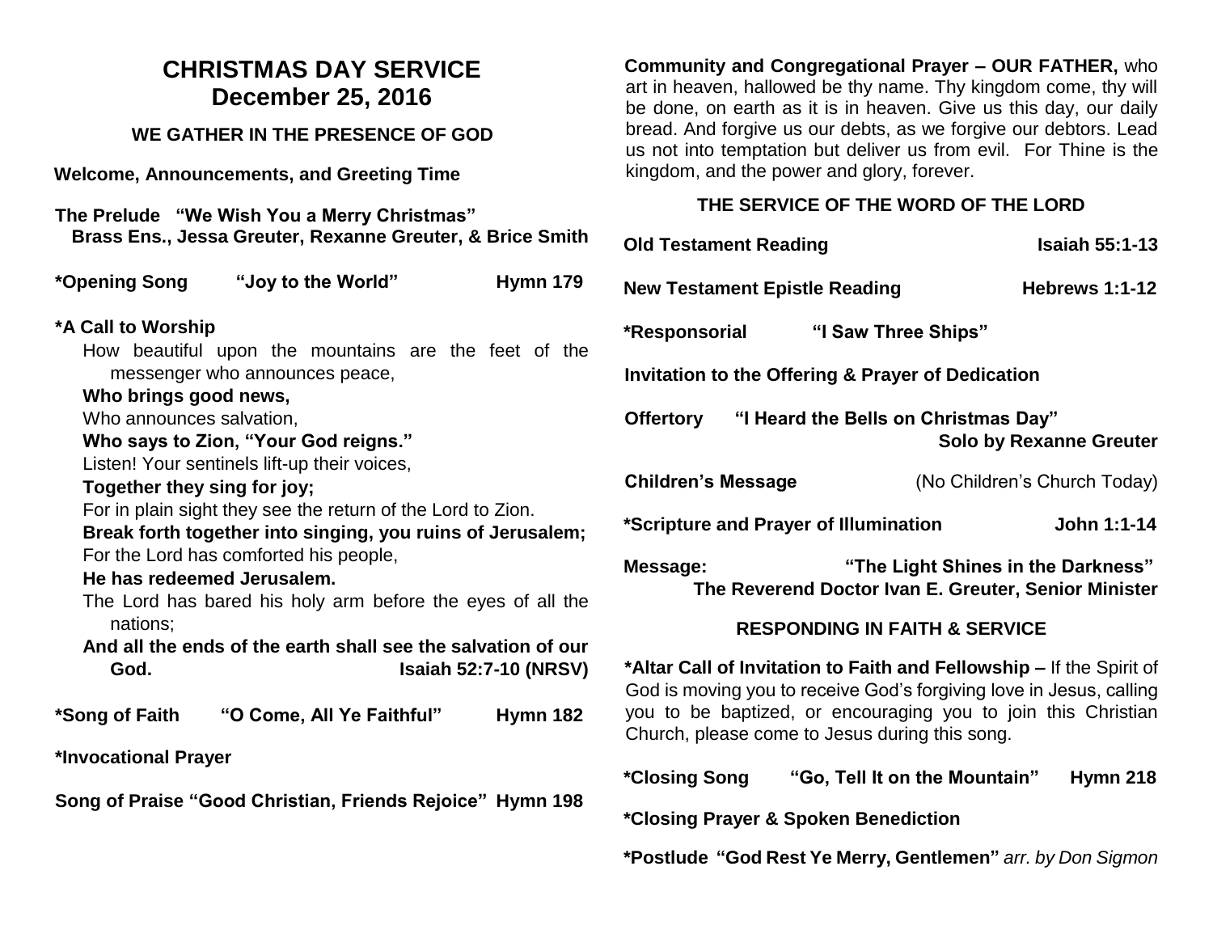# CHRISTMAS DAY SERVICE
# December 25, 2016

## WE GATHER IN THE PRESENCE OF GOD

**Welcome, Announcements, and Greeting Time**

**The Prelude "We Wish You a Merry Christmas"**
**Brass Ens., Jessa Greuter, Rexanne Greuter, & Brice Smith**

**\*Opening Song "Joy to the World" Hymn 179**

**\*A Call to Worship**

How beautiful upon the mountains are the feet of the messenger who announces peace,
**Who brings good news,**
Who announces salvation,
**Who says to Zion, "Your God reigns."**
Listen! Your sentinels lift-up their voices,
**Together they sing for joy;**
For in plain sight they see the return of the Lord to Zion.
**Break forth together into singing, you ruins of Jerusalem;**
For the Lord has comforted his people,
**He has redeemed Jerusalem.**
The Lord has bared his holy arm before the eyes of all the nations;
**And all the ends of the earth shall see the salvation of our God. Isaiah 52:7-10 (NRSV)**

**\*Song of Faith "O Come, All Ye Faithful" Hymn 182**

**\*Invocational Prayer**

**Song of Praise "Good Christian, Friends Rejoice" Hymn 198**

**Community and Congregational Prayer – OUR FATHER,** who art in heaven, hallowed be thy name. Thy kingdom come, thy will be done, on earth as it is in heaven. Give us this day, our daily bread. And forgive us our debts, as we forgive our debtors. Lead us not into temptation but deliver us from evil. For Thine is the kingdom, and the power and glory, forever.

## THE SERVICE OF THE WORD OF THE LORD

**Old Testament Reading Isaiah 55:1-13**

**New Testament Epistle Reading Hebrews 1:1-12**

**\*Responsorial "I Saw Three Ships"**

**Invitation to the Offering & Prayer of Dedication**

**Offertory "I Heard the Bells on Christmas Day"**
**Solo by Rexanne Greuter**

**Children's Message** (No Children's Church Today)

**\*Scripture and Prayer of Illumination John 1:1-14**

**Message: "The Light Shines in the Darkness"**
**The Reverend Doctor Ivan E. Greuter, Senior Minister**

## RESPONDING IN FAITH & SERVICE

**\*Altar Call of Invitation to Faith and Fellowship –** If the Spirit of God is moving you to receive God's forgiving love in Jesus, calling you to be baptized, or encouraging you to join this Christian Church, please come to Jesus during this song.

**\*Closing Song "Go, Tell It on the Mountain" Hymn 218**

**\*Closing Prayer & Spoken Benediction**

**\*Postlude "God Rest Ye Merry, Gentlemen"** *arr. by Don Sigmon*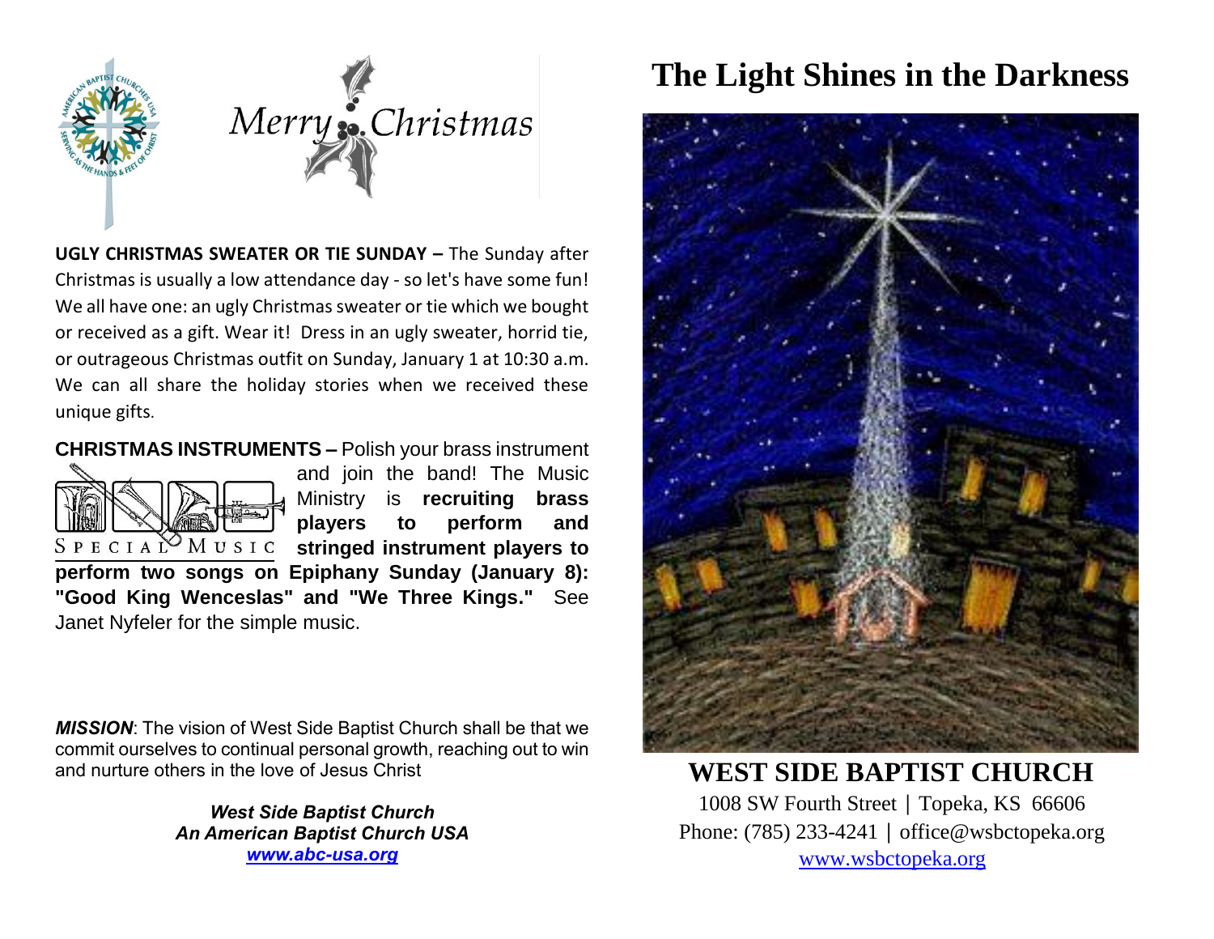Merry Christmas

**UGLY CHRISTMAS SWEATER OR TIE SUNDAY –** The Sunday after Christmas is usually a low attendance day - so let's have some fun! We all have one: an ugly Christmas sweater or tie which we bought or received as a gift. Wear it! Dress in an ugly sweater, horrid tie, or outrageous Christmas outfit on Sunday, January 1 at 10:30 a.m. We can all share the holiday stories when we received these unique gifts.

**CHRISTMAS INSTRUMENTS –** Polish your brass instrument and join the band! The Music Ministry is **recruiting brass players to perform and stringed instrument players to perform two songs on Epiphany Sunday (January 8): "Good King Wenceslas" and "We Three Kings."** See Janet Nyfeler for the simple music.

SPECIAL MUSIC

***MISSION***: The vision of West Side Baptist Church shall be that we commit ourselves to continual personal growth, reaching out to win and nurture others in the love of Jesus Christ

***West Side Baptist Church***
***An American Baptist Church USA***
***www.abc-usa.org***

# The Light Shines in the Darkness

## WEST SIDE BAPTIST CHURCH

1008 SW Fourth Street | Topeka, KS 66606
Phone: (785) 233-4241 | office@wsbctopeka.org
www.wsbctopeka.org